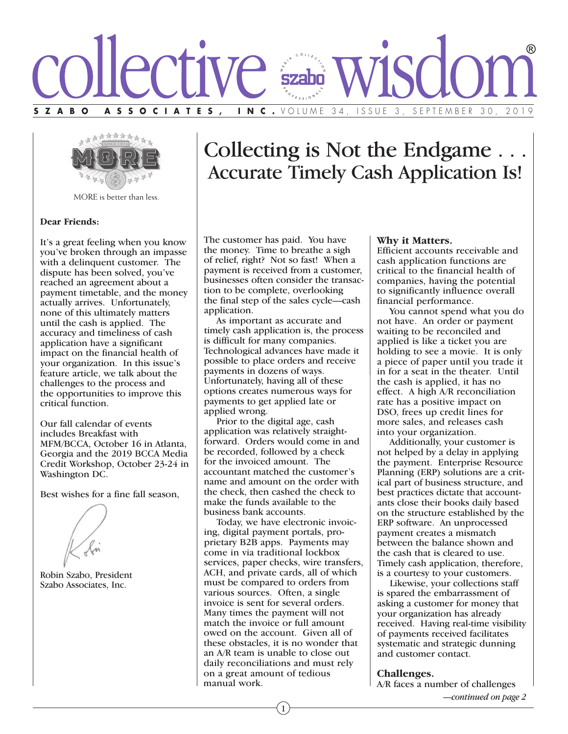# collective wisdom®

**SZABO ASSOCIATES, INC.** VOLUME 34, ISSUE 3, SEPTEMBER 30, 2019

MORE is better than less.

**Dear Friends:**

It's a great feeling when you know you've broken through an impasse with a delinquent customer. The dispute has been solved, you've reached an agreement about a payment timetable, and the money actually arrives. Unfortunately, none of this ultimately matters until the cash is applied. The accuracy and timeliness of cash application have a significant impact on the financial health of your organization. In this issue's feature article, we talk about the challenges to the process and the opportunities to improve this critical function.

Our fall calendar of events includes Breakfast with MFM/BCCA, October 16 in Atlanta, Georgia and the 2019 BCCA Media Credit Workshop, October 23-24 in Washington DC.

Best wishes for a fine fall season,

Robin Szabo, President
Szabo Associates, Inc.

## Collecting is Not the Endgame . . . Accurate Timely Cash Application Is!

The customer has paid. You have the money. Time to breathe a sigh of relief, right? Not so fast! When a payment is received from a customer, businesses often consider the transaction to be complete, overlooking the final step of the sales cycle—cash application.

As important as accurate and timely cash application is, the process is difficult for many companies. Technological advances have made it possible to place orders and receive payments in dozens of ways. Unfortunately, having all of these options creates numerous ways for payments to get applied late or applied wrong.

Prior to the digital age, cash application was relatively straightforward. Orders would come in and be recorded, followed by a check for the invoiced amount. The accountant matched the customer's name and amount on the order with the check, then cashed the check to make the funds available to the business bank accounts.

Today, we have electronic invoicing, digital payment portals, proprietary B2B apps. Payments may come in via traditional lockbox services, paper checks, wire transfers, ACH, and private cards, all of which must be compared to orders from various sources. Often, a single invoice is sent for several orders. Many times the payment will not match the invoice or full amount owed on the account. Given all of these obstacles, it is no wonder that an A/R team is unable to close out daily reconciliations and must rely on a great amount of tedious manual work.

**Why it Matters.**
Efficient accounts receivable and cash application functions are critical to the financial health of companies, having the potential to significantly influence overall financial performance.

You cannot spend what you do not have. An order or payment waiting to be reconciled and applied is like a ticket you are holding to see a movie. It is only a piece of paper until you trade it in for a seat in the theater. Until the cash is applied, it has no effect. A high A/R reconciliation rate has a positive impact on DSO, frees up credit lines for more sales, and releases cash into your organization.

Additionally, your customer is not helped by a delay in applying the payment. Enterprise Resource Planning (ERP) solutions are a critical part of business structure, and best practices dictate that accountants close their books daily based on the structure established by the ERP software. An unprocessed payment creates a mismatch between the balance shown and the cash that is cleared to use. Timely cash application, therefore, is a courtesy to your customers.

Likewise, your collections staff is spared the embarrassment of asking a customer for money that your organization has already received. Having real-time visibility of payments received facilitates systematic and strategic dunning and customer contact.

**Challenges.**
A/R faces a number of challenges

*—continued on page 2*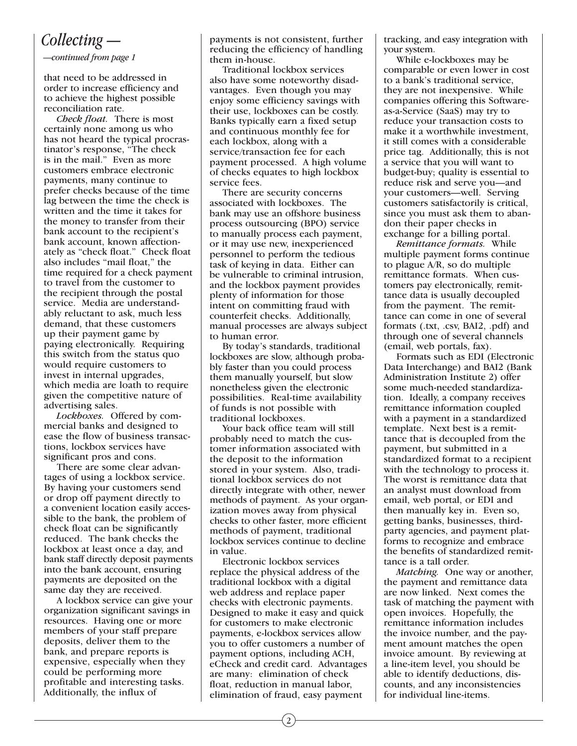# *Collecting —*

*—continued from page 1*

that need to be addressed in order to increase efficiency and to achieve the highest possible reconciliation rate.

*Check float.* There is most certainly none among us who has not heard the typical procrastinator's response, "The check is in the mail." Even as more customers embrace electronic payments, many continue to prefer checks because of the time lag between the time the check is written and the time it takes for the money to transfer from their bank account to the recipient's bank account, known affectionately as "check float." Check float also includes "mail float," the time required for a check payment to travel from the customer to the recipient through the postal service. Media are understandably reluctant to ask, much less demand, that these customers up their payment game by paying electronically. Requiring this switch from the status quo would require customers to invest in internal upgrades, which media are loath to require given the competitive nature of advertising sales.

*Lockboxes.* Offered by commercial banks and designed to ease the flow of business transactions, lockbox services have significant pros and cons.

There are some clear advantages of using a lockbox service. By having your customers send or drop off payment directly to a convenient location easily accessible to the bank, the problem of check float can be significantly reduced. The bank checks the lockbox at least once a day, and bank staff directly deposit payments into the bank account, ensuring payments are deposited on the same day they are received.

A lockbox service can give your organization significant savings in resources. Having one or more members of your staff prepare deposits, deliver them to the bank, and prepare reports is expensive, especially when they could be performing more profitable and interesting tasks. Additionally, the influx of payments is not consistent, further reducing the efficiency of handling them in-house.

Traditional lockbox services also have some noteworthy disadvantages. Even though you may enjoy some efficiency savings with their use, lockboxes can be costly. Banks typically earn a fixed setup and continuous monthly fee for each lockbox, along with a service/transaction fee for each payment processed. A high volume of checks equates to high lockbox service fees.

There are security concerns associated with lockboxes. The bank may use an offshore business process outsourcing (BPO) service to manually process each payment, or it may use new, inexperienced personnel to perform the tedious task of keying in data. Either can be vulnerable to criminal intrusion, and the lockbox payment provides plenty of information for those intent on committing fraud with counterfeit checks. Additionally, manual processes are always subject to human error.

By today's standards, traditional lockboxes are slow, although probably faster than you could process them manually yourself, but slow nonetheless given the electronic possibilities. Real-time availability of funds is not possible with traditional lockboxes.

Your back office team will still probably need to match the customer information associated with the deposit to the information stored in your system. Also, traditional lockbox services do not directly integrate with other, newer methods of payment. As your organization moves away from physical checks to other faster, more efficient methods of payment, traditional lockbox services continue to decline in value.

Electronic lockbox services replace the physical address of the traditional lockbox with a digital web address and replace paper checks with electronic payments. Designed to make it easy and quick for customers to make electronic payments, e-lockbox services allow you to offer customers a number of payment options, including ACH, eCheck and credit card. Advantages are many: elimination of check float, reduction in manual labor, elimination of fraud, easy payment tracking, and easy integration with your system.

While e-lockboxes may be comparable or even lower in cost to a bank's traditional service, they are not inexpensive. While companies offering this Software-as-a-Service (SaaS) may try to reduce your transaction costs to make it a worthwhile investment, it still comes with a considerable price tag. Additionally, this is not a service that you will want to budget-buy; quality is essential to reduce risk and serve you—and your customers—well. Serving customers satisfactorily is critical, since you must ask them to abandon their paper checks in exchange for a billing portal.

*Remittance formats.* While multiple payment forms continue to plague A/R, so do multiple remittance formats. When customers pay electronically, remittance data is usually decoupled from the payment. The remittance can come in one of several formats (.txt, .csv, BAI2, .pdf) and through one of several channels (email, web portals, fax).

Formats such as EDI (Electronic Data Interchange) and BAI2 (Bank Administration Institute 2) offer some much-needed standardization. Ideally, a company receives remittance information coupled with a payment in a standardized template. Next best is a remittance that is decoupled from the payment, but submitted in a standardized format to a recipient with the technology to process it. The worst is remittance data that an analyst must download from email, web portal, or EDI and then manually key in. Even so, getting banks, businesses, third-party agencies, and payment platforms to recognize and embrace the benefits of standardized remittance is a tall order.

*Matching.* One way or another, the payment and remittance data are now linked. Next comes the task of matching the payment with open invoices. Hopefully, the remittance information includes the invoice number, and the payment amount matches the open invoice amount. By reviewing at a line-item level, you should be able to identify deductions, discounts, and any inconsistencies for individual line-items.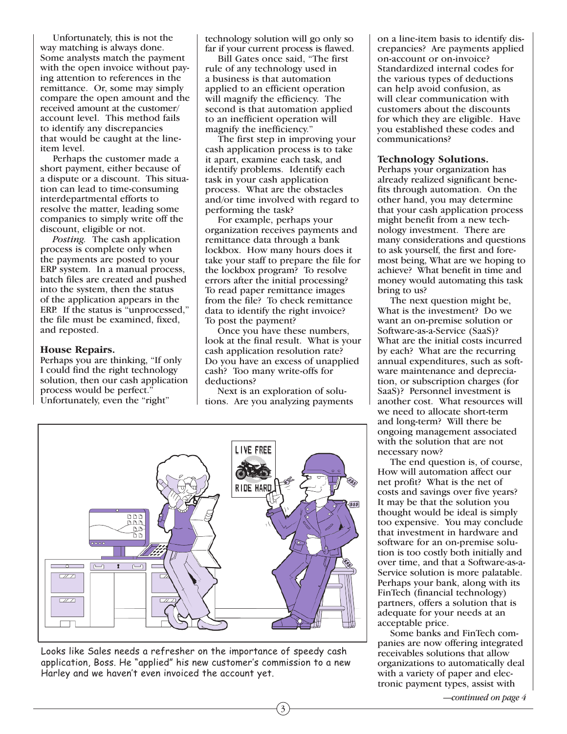Unfortunately, this is not the way matching is always done. Some analysts match the payment with the open invoice without paying attention to references in the remittance. Or, some may simply compare the open amount and the received amount at the customer/account level. This method fails to identify any discrepancies that would be caught at the line-item level.

Perhaps the customer made a short payment, either because of a dispute or a discount. This situation can lead to time-consuming interdepartmental efforts to resolve the matter, leading some companies to simply write off the discount, eligible or not.

*Posting.* The cash application process is complete only when the payments are posted to your ERP system. In a manual process, batch files are created and pushed into the system, then the status of the application appears in the ERP. If the status is "unprocessed," the file must be examined, fixed, and reposted.

### House Repairs.

Perhaps you are thinking, "If only I could find the right technology solution, then our cash application process would be perfect." Unfortunately, even the "right" technology solution will go only so far if your current process is flawed.

Bill Gates once said, "The first rule of any technology used in a business is that automation applied to an efficient operation will magnify the efficiency. The second is that automation applied to an inefficient operation will magnify the inefficiency."

The first step in improving your cash application process is to take it apart, examine each task, and identify problems. Identify each task in your cash application process. What are the obstacles and/or time involved with regard to performing the task?

For example, perhaps your organization receives payments and remittance data through a bank lockbox. How many hours does it take your staff to prepare the file for the lockbox program? To resolve errors after the initial processing? To read paper remittance images from the file? To check remittance data to identify the right invoice? To post the payment?

Once you have these numbers, look at the final result. What is your cash application resolution rate? Do you have an excess of unapplied cash? Too many write-offs for deductions?

Next is an exploration of solutions. Are you analyzing payments on a line-item basis to identify discrepancies? Are payments applied on-account or on-invoice? Standardized internal codes for the various types of deductions can help avoid confusion, as will clear communication with customers about the discounts for which they are eligible. Have you established these codes and communications?

Looks like Sales needs a refresher on the importance of speedy cash application, Boss. He "applied" his new customer's commission to a new Harley and we haven't even invoiced the account yet.

### Technology Solutions.

Perhaps your organization has already realized significant benefits through automation. On the other hand, you may determine that your cash application process might benefit from a new technology investment. There are many considerations and questions to ask yourself, the first and foremost being, What are we hoping to achieve? What benefit in time and money would automating this task bring to us?

The next question might be, What is the investment? Do we want an on-premise solution or Software-as-a-Service (SaaS)? What are the initial costs incurred by each? What are the recurring annual expenditures, such as software maintenance and depreciation, or subscription charges (for SaaS)? Personnel investment is another cost. What resources will we need to allocate short-term and long-term? Will there be ongoing management associated with the solution that are not necessary now?

The end question is, of course, How will automation affect our net profit? What is the net of costs and savings over five years? It may be that the solution you thought would be ideal is simply too expensive. You may conclude that investment in hardware and software for an on-premise solution is too costly both initially and over time, and that a Software-as-a-Service solution is more palatable. Perhaps your bank, along with its FinTech (financial technology) partners, offers a solution that is adequate for your needs at an acceptable price.

Some banks and FinTech companies are now offering integrated receivables solutions that allow organizations to automatically deal with a variety of paper and electronic payment types, assist with

*—continued on page 4*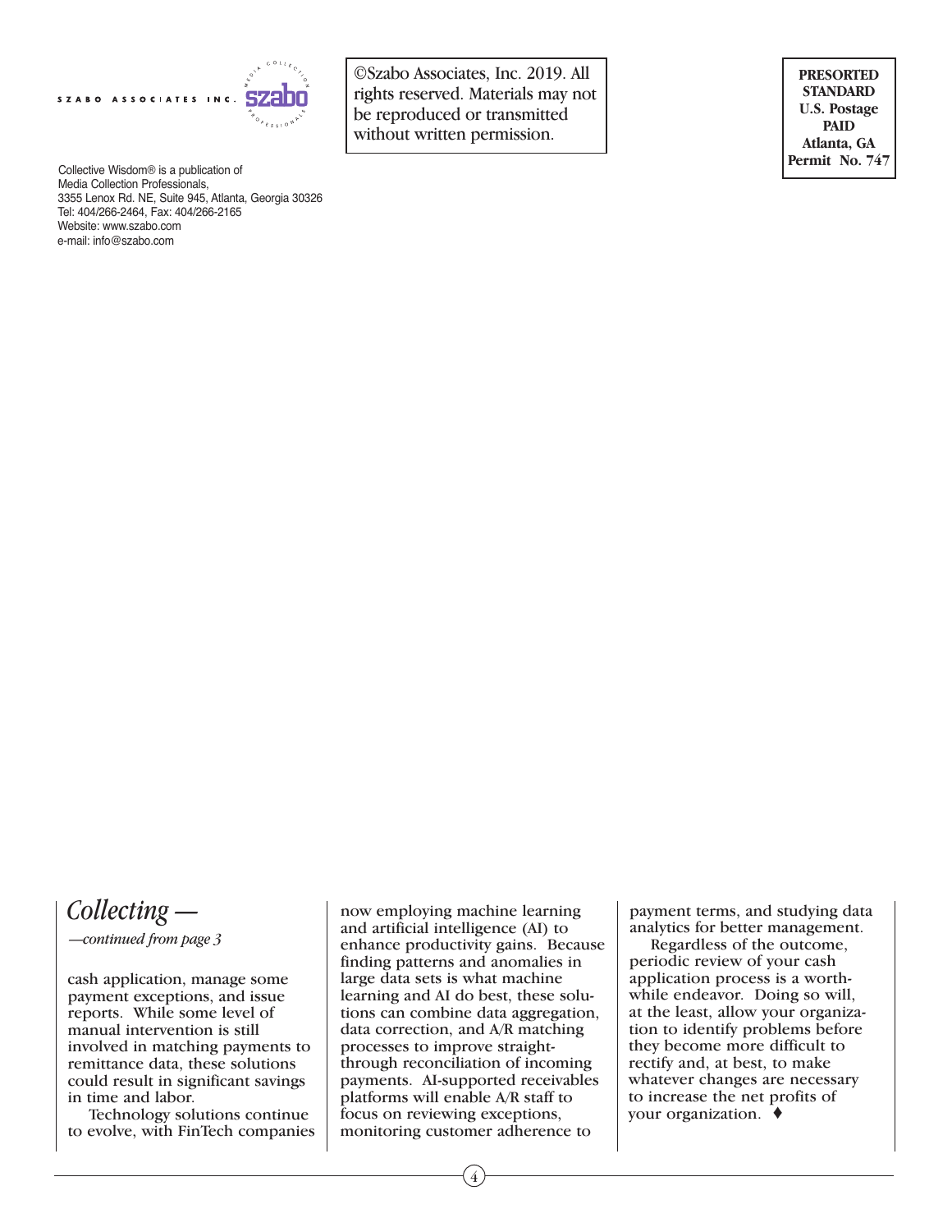SZABO ASSOCIATES INC. szabo MEDIA COLLECTION PROFESSIONALS

©Szabo Associates, Inc. 2019. All rights reserved. Materials may not be reproduced or transmitted without written permission.

**PRESORTED STANDARD U.S. Postage PAID Atlanta, GA Permit No. 747**

Collective Wisdom® is a publication of
Media Collection Professionals,
3355 Lenox Rd. NE, Suite 945, Atlanta, Georgia 30326
Tel: 404/266-2464, Fax: 404/266-2165
Website: www.szabo.com
e-mail: info@szabo.com

## *Collecting —*

*—continued from page 3*

cash application, manage some payment exceptions, and issue reports. While some level of manual intervention is still involved in matching payments to remittance data, these solutions could result in significant savings in time and labor.

Technology solutions continue to evolve, with FinTech companies now employing machine learning and artificial intelligence (AI) to enhance productivity gains. Because finding patterns and anomalies in large data sets is what machine learning and AI do best, these solutions can combine data aggregation, data correction, and A/R matching processes to improve straight-through reconciliation of incoming payments. AI-supported receivables platforms will enable A/R staff to focus on reviewing exceptions, monitoring customer adherence to payment terms, and studying data analytics for better management.

Regardless of the outcome, periodic review of your cash application process is a worthwhile endeavor. Doing so will, at the least, allow your organization to identify problems before they become more difficult to rectify and, at best, to make whatever changes are necessary to increase the net profits of your organization. ♦